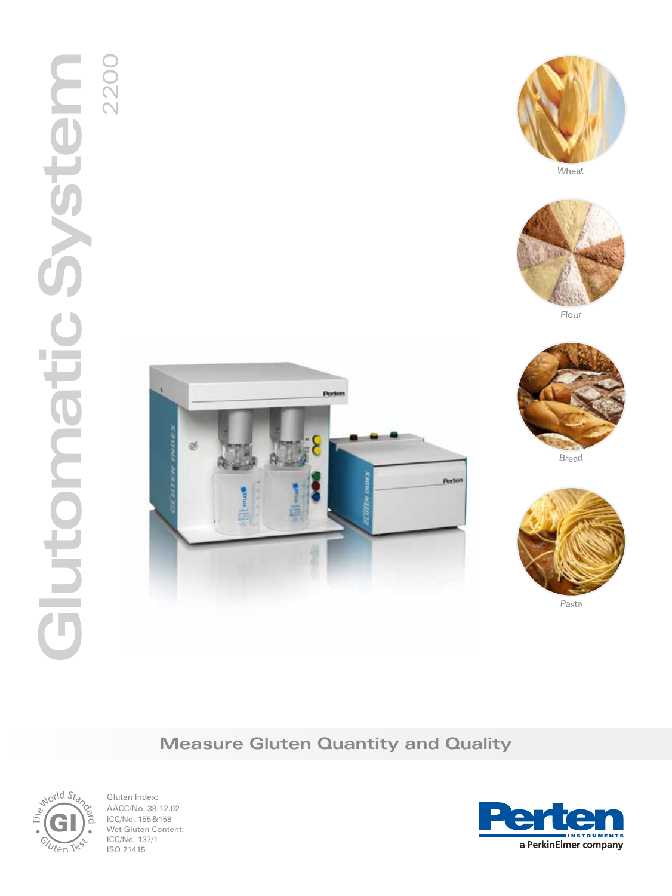# Glutomatic System 2200

Wheat

Flour

Bread

Pasta

## Measure Gluten Quantity and Quality

The World Standard GI Gluten Test

Gluten Index:
AACC/No. 38-12.02
ICC/No. 155&158
Wet Gluten Content:
ICC/No. 137/1
ISO 21415

Perten Instruments
a PerkinElmer company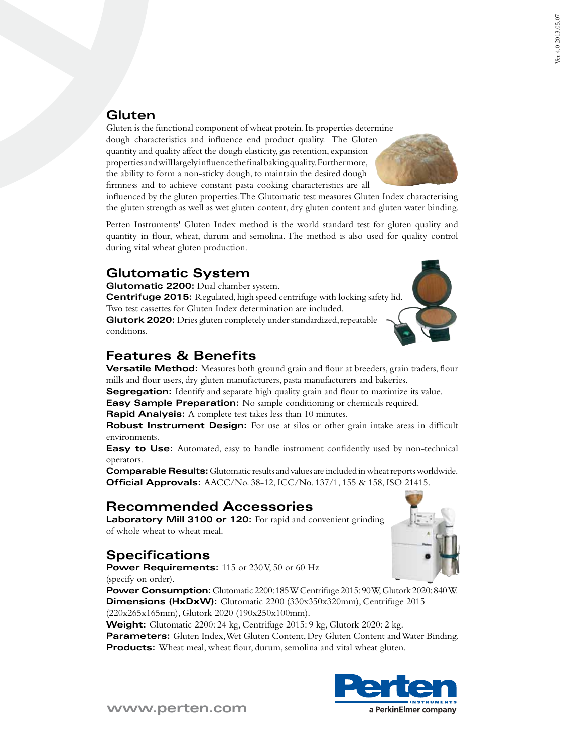## Gluten

Gluten is the functional component of wheat protein. Its properties determine dough characteristics and influence end product quality. The Gluten quantity and quality affect the dough elasticity, gas retention, expansion properties and will largely influence the final baking quality. Furthermore, the ability to form a non-sticky dough, to maintain the desired dough firmness and to achieve constant pasta cooking characteristics are all influenced by the gluten properties. The Glutomatic test measures Gluten Index characterising the gluten strength as well as wet gluten content, dry gluten content and gluten water binding.

Perten Instruments' Gluten Index method is the world standard test for gluten quality and quantity in flour, wheat, durum and semolina. The method is also used for quality control during vital wheat gluten production.

## Glutomatic System

**Glutomatic 2200:** Dual chamber system.
**Centrifuge 2015:** Regulated, high speed centrifuge with locking safety lid. Two test cassettes for Gluten Index determination are included.
**Glutork 2020:** Dries gluten completely under standardized, repeatable conditions.

## Features & Benefits

**Versatile Method:** Measures both ground grain and flour at breeders, grain traders, flour mills and flour users, dry gluten manufacturers, pasta manufacturers and bakeries.
**Segregation:** Identify and separate high quality grain and flour to maximize its value.
**Easy Sample Preparation:** No sample conditioning or chemicals required.
**Rapid Analysis:** A complete test takes less than 10 minutes.
**Robust Instrument Design:** For use at silos or other grain intake areas in difficult environments.
**Easy to Use:** Automated, easy to handle instrument confidently used by non-technical operators.
**Comparable Results:** Glutomatic results and values are included in wheat reports worldwide.
**Official Approvals:** AACC/No. 38-12, ICC/No. 137/1, 155 & 158, ISO 21415.

## Recommended Accessories

**Laboratory Mill 3100 or 120:** For rapid and convenient grinding of whole wheat to wheat meal.

## Specifications

**Power Requirements:** 115 or 230V, 50 or 60 Hz (specify on order).
**Power Consumption:** Glutomatic 2200: 185W Centrifuge 2015: 90W, Glutork 2020: 840W.
**Dimensions (HxDxW):** Glutomatic 2200 (330x350x320mm), Centrifuge 2015 (220x265x165mm), Glutork 2020 (190x250x100mm).
**Weight:** Glutomatic 2200: 24 kg, Centrifuge 2015: 9 kg, Glutork 2020: 2 kg.
**Parameters:** Gluten Index, Wet Gluten Content, Dry Gluten Content and Water Binding.
**Products:** Wheat meal, wheat flour, durum, semolina and vital wheat gluten.

www.perten.com

Perten INSTRUMENTS a PerkinElmer company